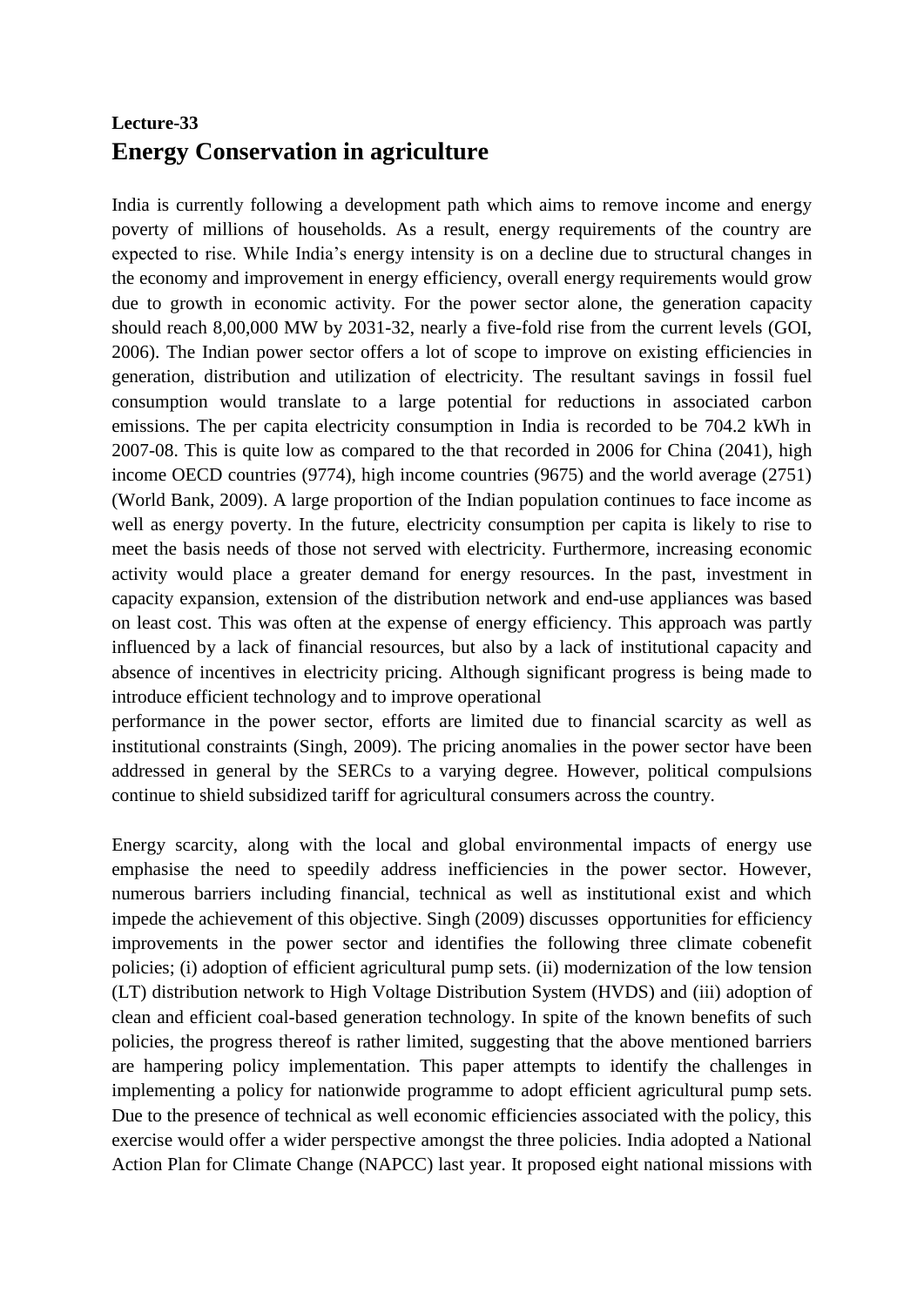**Lecture-33**

# Energy Conservation in agriculture

India is currently following a development path which aims to remove income and energy poverty of millions of households. As a result, energy requirements of the country are expected to rise. While India's energy intensity is on a decline due to structural changes in the economy and improvement in energy efficiency, overall energy requirements would grow due to growth in economic activity. For the power sector alone, the generation capacity should reach 8,00,000 MW by 2031-32, nearly a five-fold rise from the current levels (GOI, 2006). The Indian power sector offers a lot of scope to improve on existing efficiencies in generation, distribution and utilization of electricity. The resultant savings in fossil fuel consumption would translate to a large potential for reductions in associated carbon emissions. The per capita electricity consumption in India is recorded to be 704.2 kWh in 2007-08. This is quite low as compared to the that recorded in 2006 for China (2041), high income OECD countries (9774), high income countries (9675) and the world average (2751) (World Bank, 2009). A large proportion of the Indian population continues to face income as well as energy poverty. In the future, electricity consumption per capita is likely to rise to meet the basis needs of those not served with electricity. Furthermore, increasing economic activity would place a greater demand for energy resources. In the past, investment in capacity expansion, extension of the distribution network and end-use appliances was based on least cost. This was often at the expense of energy efficiency. This approach was partly influenced by a lack of financial resources, but also by a lack of institutional capacity and absence of incentives in electricity pricing. Although significant progress is being made to introduce efficient technology and to improve operational performance in the power sector, efforts are limited due to financial scarcity as well as institutional constraints (Singh, 2009). The pricing anomalies in the power sector have been addressed in general by the SERCs to a varying degree. However, political compulsions continue to shield subsidized tariff for agricultural consumers across the country.

Energy scarcity, along with the local and global environmental impacts of energy use emphasise the need to speedily address inefficiencies in the power sector. However, numerous barriers including financial, technical as well as institutional exist and which impede the achievement of this objective. Singh (2009) discusses opportunities for efficiency improvements in the power sector and identifies the following three climate cobenefit policies; (i) adoption of efficient agricultural pump sets. (ii) modernization of the low tension (LT) distribution network to High Voltage Distribution System (HVDS) and (iii) adoption of clean and efficient coal-based generation technology. In spite of the known benefits of such policies, the progress thereof is rather limited, suggesting that the above mentioned barriers are hampering policy implementation. This paper attempts to identify the challenges in implementing a policy for nationwide programme to adopt efficient agricultural pump sets. Due to the presence of technical as well economic efficiencies associated with the policy, this exercise would offer a wider perspective amongst the three policies. India adopted a National Action Plan for Climate Change (NAPCC) last year. It proposed eight national missions with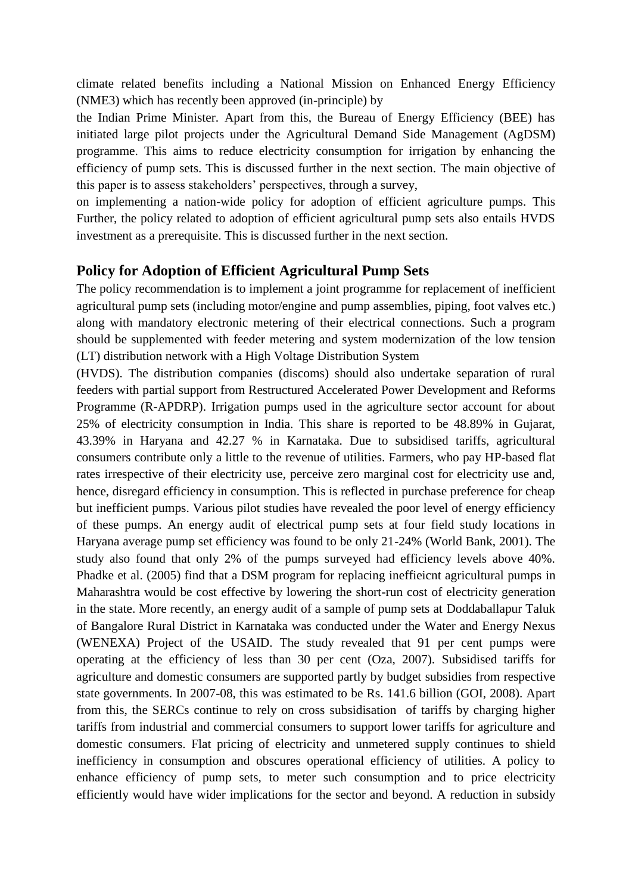climate related benefits including a National Mission on Enhanced Energy Efficiency (NME3) which has recently been approved (in-principle) by

the Indian Prime Minister. Apart from this, the Bureau of Energy Efficiency (BEE) has initiated large pilot projects under the Agricultural Demand Side Management (AgDSM) programme. This aims to reduce electricity consumption for irrigation by enhancing the efficiency of pump sets. This is discussed further in the next section. The main objective of this paper is to assess stakeholders' perspectives, through a survey,

on implementing a nation-wide policy for adoption of efficient agriculture pumps. This Further, the policy related to adoption of efficient agricultural pump sets also entails HVDS investment as a prerequisite. This is discussed further in the next section.

## Policy for Adoption of Efficient Agricultural Pump Sets

The policy recommendation is to implement a joint programme for replacement of inefficient agricultural pump sets (including motor/engine and pump assemblies, piping, foot valves etc.) along with mandatory electronic metering of their electrical connections. Such a program should be supplemented with feeder metering and system modernization of the low tension (LT) distribution network with a High Voltage Distribution System

(HVDS). The distribution companies (discoms) should also undertake separation of rural feeders with partial support from Restructured Accelerated Power Development and Reforms Programme (R-APDRP). Irrigation pumps used in the agriculture sector account for about 25% of electricity consumption in India. This share is reported to be 48.89% in Gujarat, 43.39% in Haryana and 42.27 % in Karnataka. Due to subsidised tariffs, agricultural consumers contribute only a little to the revenue of utilities. Farmers, who pay HP-based flat rates irrespective of their electricity use, perceive zero marginal cost for electricity use and, hence, disregard efficiency in consumption. This is reflected in purchase preference for cheap but inefficient pumps. Various pilot studies have revealed the poor level of energy efficiency of these pumps. An energy audit of electrical pump sets at four field study locations in Haryana average pump set efficiency was found to be only 21-24% (World Bank, 2001). The study also found that only 2% of the pumps surveyed had efficiency levels above 40%. Phadke et al. (2005) find that a DSM program for replacing ineffieicnt agricultural pumps in Maharashtra would be cost effective by lowering the short-run cost of electricity generation in the state. More recently, an energy audit of a sample of pump sets at Doddaballapur Taluk of Bangalore Rural District in Karnataka was conducted under the Water and Energy Nexus (WENEXA) Project of the USAID. The study revealed that 91 per cent pumps were operating at the efficiency of less than 30 per cent (Oza, 2007). Subsidised tariffs for agriculture and domestic consumers are supported partly by budget subsidies from respective state governments. In 2007-08, this was estimated to be Rs. 141.6 billion (GOI, 2008). Apart from this, the SERCs continue to rely on cross subsidisation of tariffs by charging higher tariffs from industrial and commercial consumers to support lower tariffs for agriculture and domestic consumers. Flat pricing of electricity and unmetered supply continues to shield inefficiency in consumption and obscures operational efficiency of utilities. A policy to enhance efficiency of pump sets, to meter such consumption and to price electricity efficiently would have wider implications for the sector and beyond. A reduction in subsidy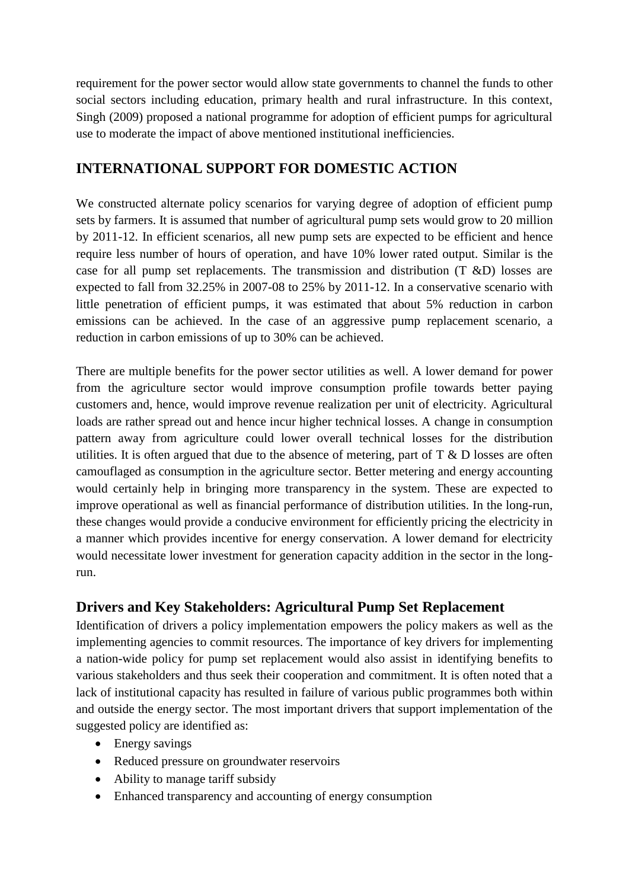requirement for the power sector would allow state governments to channel the funds to other social sectors including education, primary health and rural infrastructure. In this context, Singh (2009) proposed a national programme for adoption of efficient pumps for agricultural use to moderate the impact of above mentioned institutional inefficiencies.

## INTERNATIONAL SUPPORT FOR DOMESTIC ACTION

We constructed alternate policy scenarios for varying degree of adoption of efficient pump sets by farmers. It is assumed that number of agricultural pump sets would grow to 20 million by 2011-12. In efficient scenarios, all new pump sets are expected to be efficient and hence require less number of hours of operation, and have 10% lower rated output. Similar is the case for all pump set replacements. The transmission and distribution (T &D) losses are expected to fall from 32.25% in 2007-08 to 25% by 2011-12. In a conservative scenario with little penetration of efficient pumps, it was estimated that about 5% reduction in carbon emissions can be achieved. In the case of an aggressive pump replacement scenario, a reduction in carbon emissions of up to 30% can be achieved.

There are multiple benefits for the power sector utilities as well. A lower demand for power from the agriculture sector would improve consumption profile towards better paying customers and, hence, would improve revenue realization per unit of electricity. Agricultural loads are rather spread out and hence incur higher technical losses. A change in consumption pattern away from agriculture could lower overall technical losses for the distribution utilities. It is often argued that due to the absence of metering, part of T & D losses are often camouflaged as consumption in the agriculture sector. Better metering and energy accounting would certainly help in bringing more transparency in the system. These are expected to improve operational as well as financial performance of distribution utilities. In the long-run, these changes would provide a conducive environment for efficiently pricing the electricity in a manner which provides incentive for energy conservation. A lower demand for electricity would necessitate lower investment for generation capacity addition in the sector in the long-run.

### Drivers and Key Stakeholders: Agricultural Pump Set Replacement

Identification of drivers a policy implementation empowers the policy makers as well as the implementing agencies to commit resources. The importance of key drivers for implementing a nation-wide policy for pump set replacement would also assist in identifying benefits to various stakeholders and thus seek their cooperation and commitment. It is often noted that a lack of institutional capacity has resulted in failure of various public programmes both within and outside the energy sector. The most important drivers that support implementation of the suggested policy are identified as:

- Energy savings
- Reduced pressure on groundwater reservoirs
- Ability to manage tariff subsidy
- Enhanced transparency and accounting of energy consumption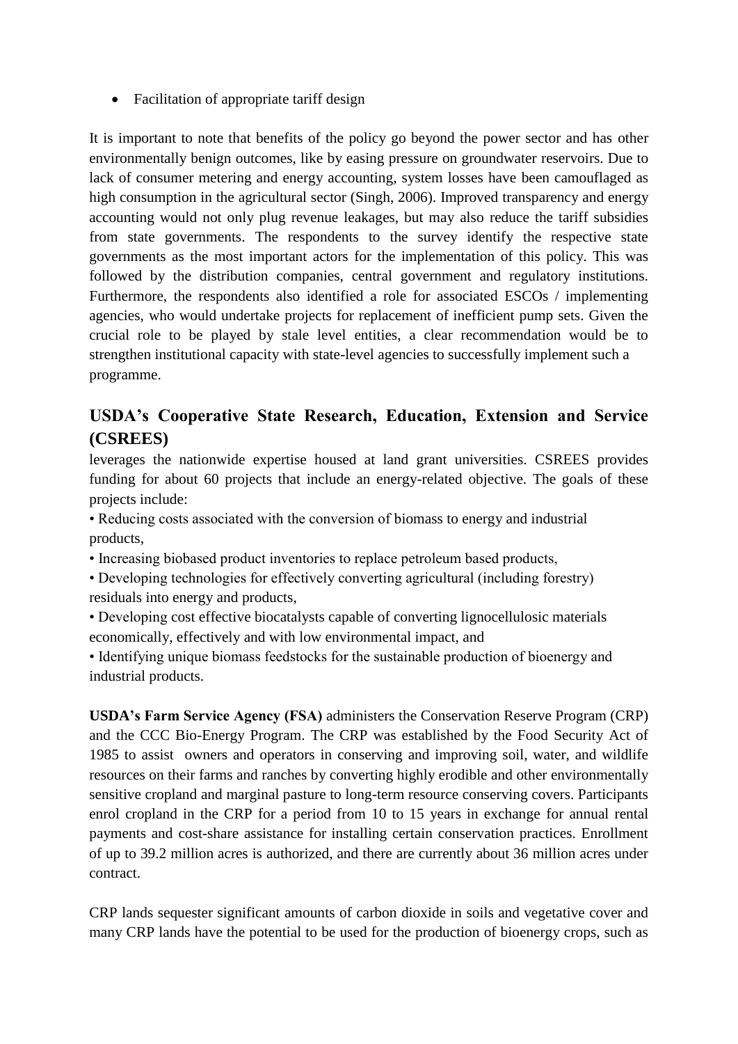- Facilitation of appropriate tariff design

It is important to note that benefits of the policy go beyond the power sector and has other environmentally benign outcomes, like by easing pressure on groundwater reservoirs. Due to lack of consumer metering and energy accounting, system losses have been camouflaged as high consumption in the agricultural sector (Singh, 2006). Improved transparency and energy accounting would not only plug revenue leakages, but may also reduce the tariff subsidies from state governments. The respondents to the survey identify the respective state governments as the most important actors for the implementation of this policy. This was followed by the distribution companies, central government and regulatory institutions. Furthermore, the respondents also identified a role for associated ESCOs / implementing agencies, who would undertake projects for replacement of inefficient pump sets. Given the crucial role to be played by stale level entities, a clear recommendation would be to strengthen institutional capacity with state-level agencies to successfully implement such a programme.

## USDA's Cooperative State Research, Education, Extension and Service (CSREES)

leverages the nationwide expertise housed at land grant universities. CSREES provides funding for about 60 projects that include an energy-related objective. The goals of these projects include:

- Reducing costs associated with the conversion of biomass to energy and industrial products,
- Increasing biobased product inventories to replace petroleum based products,
- Developing technologies for effectively converting agricultural (including forestry) residuals into energy and products,
- Developing cost effective biocatalysts capable of converting lignocellulosic materials economically, effectively and with low environmental impact, and
- Identifying unique biomass feedstocks for the sustainable production of bioenergy and industrial products.

**USDA's Farm Service Agency (FSA)** administers the Conservation Reserve Program (CRP) and the CCC Bio-Energy Program. The CRP was established by the Food Security Act of 1985 to assist owners and operators in conserving and improving soil, water, and wildlife resources on their farms and ranches by converting highly erodible and other environmentally sensitive cropland and marginal pasture to long-term resource conserving covers. Participants enrol cropland in the CRP for a period from 10 to 15 years in exchange for annual rental payments and cost-share assistance for installing certain conservation practices. Enrollment of up to 39.2 million acres is authorized, and there are currently about 36 million acres under contract.

CRP lands sequester significant amounts of carbon dioxide in soils and vegetative cover and many CRP lands have the potential to be used for the production of bioenergy crops, such as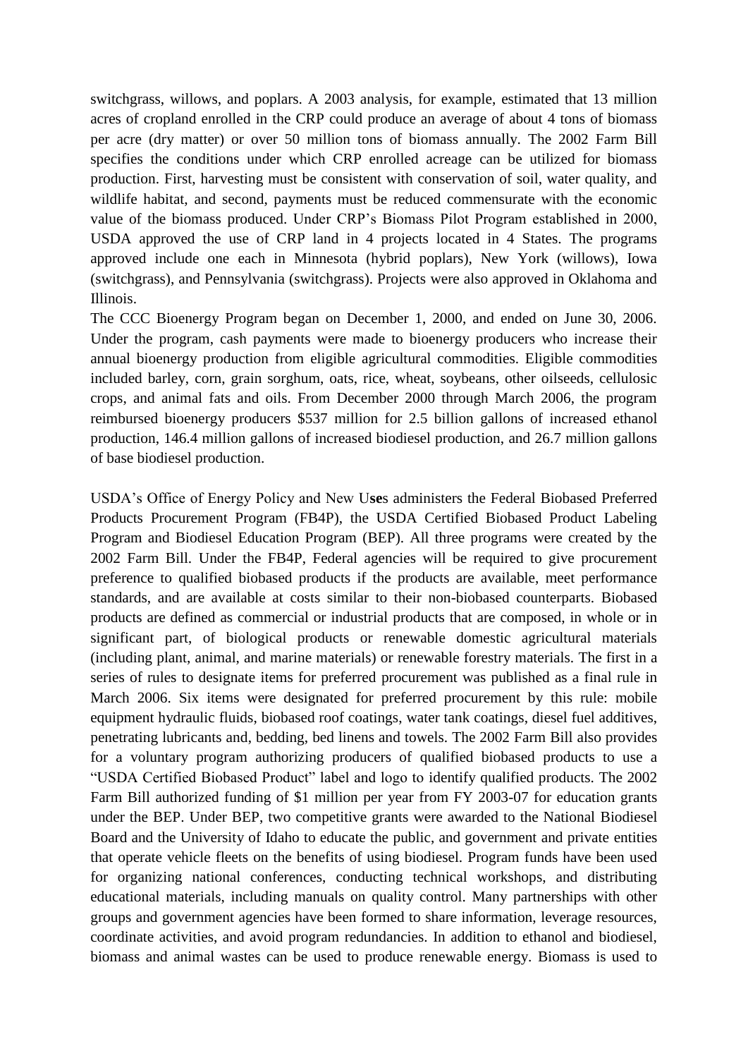switchgrass, willows, and poplars. A 2003 analysis, for example, estimated that 13 million acres of cropland enrolled in the CRP could produce an average of about 4 tons of biomass per acre (dry matter) or over 50 million tons of biomass annually. The 2002 Farm Bill specifies the conditions under which CRP enrolled acreage can be utilized for biomass production. First, harvesting must be consistent with conservation of soil, water quality, and wildlife habitat, and second, payments must be reduced commensurate with the economic value of the biomass produced. Under CRP's Biomass Pilot Program established in 2000, USDA approved the use of CRP land in 4 projects located in 4 States. The programs approved include one each in Minnesota (hybrid poplars), New York (willows), Iowa (switchgrass), and Pennsylvania (switchgrass). Projects were also approved in Oklahoma and Illinois.

The CCC Bioenergy Program began on December 1, 2000, and ended on June 30, 2006. Under the program, cash payments were made to bioenergy producers who increase their annual bioenergy production from eligible agricultural commodities. Eligible commodities included barley, corn, grain sorghum, oats, rice, wheat, soybeans, other oilseeds, cellulosic crops, and animal fats and oils. From December 2000 through March 2006, the program reimbursed bioenergy producers $537 million for 2.5 billion gallons of increased ethanol production, 146.4 million gallons of increased biodiesel production, and 26.7 million gallons of base biodiesel production.

USDA's Office of Energy Policy and New Uses administers the Federal Biobased Preferred Products Procurement Program (FB4P), the USDA Certified Biobased Product Labeling Program and Biodiesel Education Program (BEP). All three programs were created by the 2002 Farm Bill. Under the FB4P, Federal agencies will be required to give procurement preference to qualified biobased products if the products are available, meet performance standards, and are available at costs similar to their non-biobased counterparts. Biobased products are defined as commercial or industrial products that are composed, in whole or in significant part, of biological products or renewable domestic agricultural materials (including plant, animal, and marine materials) or renewable forestry materials. The first in a series of rules to designate items for preferred procurement was published as a final rule in March 2006. Six items were designated for preferred procurement by this rule: mobile equipment hydraulic fluids, biobased roof coatings, water tank coatings, diesel fuel additives, penetrating lubricants and, bedding, bed linens and towels. The 2002 Farm Bill also provides for a voluntary program authorizing producers of qualified biobased products to use a "USDA Certified Biobased Product" label and logo to identify qualified products. The 2002 Farm Bill authorized funding of $1 million per year from FY 2003-07 for education grants under the BEP. Under BEP, two competitive grants were awarded to the National Biodiesel Board and the University of Idaho to educate the public, and government and private entities that operate vehicle fleets on the benefits of using biodiesel. Program funds have been used for organizing national conferences, conducting technical workshops, and distributing educational materials, including manuals on quality control. Many partnerships with other groups and government agencies have been formed to share information, leverage resources, coordinate activities, and avoid program redundancies. In addition to ethanol and biodiesel, biomass and animal wastes can be used to produce renewable energy. Biomass is used to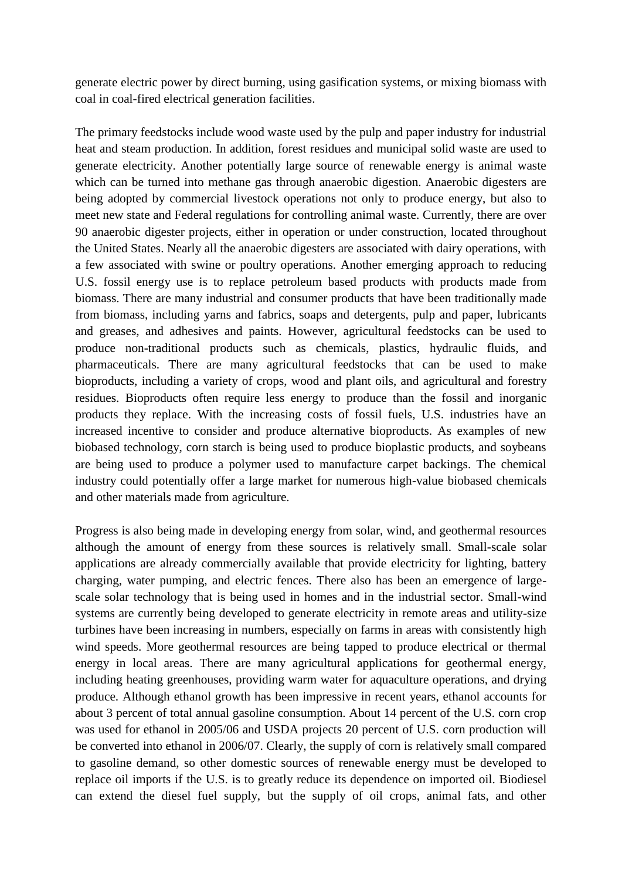generate electric power by direct burning, using gasification systems, or mixing biomass with coal in coal-fired electrical generation facilities.

The primary feedstocks include wood waste used by the pulp and paper industry for industrial heat and steam production. In addition, forest residues and municipal solid waste are used to generate electricity. Another potentially large source of renewable energy is animal waste which can be turned into methane gas through anaerobic digestion. Anaerobic digesters are being adopted by commercial livestock operations not only to produce energy, but also to meet new state and Federal regulations for controlling animal waste. Currently, there are over 90 anaerobic digester projects, either in operation or under construction, located throughout the United States. Nearly all the anaerobic digesters are associated with dairy operations, with a few associated with swine or poultry operations. Another emerging approach to reducing U.S. fossil energy use is to replace petroleum based products with products made from biomass. There are many industrial and consumer products that have been traditionally made from biomass, including yarns and fabrics, soaps and detergents, pulp and paper, lubricants and greases, and adhesives and paints. However, agricultural feedstocks can be used to produce non-traditional products such as chemicals, plastics, hydraulic fluids, and pharmaceuticals. There are many agricultural feedstocks that can be used to make bioproducts, including a variety of crops, wood and plant oils, and agricultural and forestry residues. Bioproducts often require less energy to produce than the fossil and inorganic products they replace. With the increasing costs of fossil fuels, U.S. industries have an increased incentive to consider and produce alternative bioproducts. As examples of new biobased technology, corn starch is being used to produce bioplastic products, and soybeans are being used to produce a polymer used to manufacture carpet backings. The chemical industry could potentially offer a large market for numerous high-value biobased chemicals and other materials made from agriculture.

Progress is also being made in developing energy from solar, wind, and geothermal resources although the amount of energy from these sources is relatively small. Small-scale solar applications are already commercially available that provide electricity for lighting, battery charging, water pumping, and electric fences. There also has been an emergence of large-scale solar technology that is being used in homes and in the industrial sector. Small-wind systems are currently being developed to generate electricity in remote areas and utility-size turbines have been increasing in numbers, especially on farms in areas with consistently high wind speeds. More geothermal resources are being tapped to produce electrical or thermal energy in local areas. There are many agricultural applications for geothermal energy, including heating greenhouses, providing warm water for aquaculture operations, and drying produce. Although ethanol growth has been impressive in recent years, ethanol accounts for about 3 percent of total annual gasoline consumption. About 14 percent of the U.S. corn crop was used for ethanol in 2005/06 and USDA projects 20 percent of U.S. corn production will be converted into ethanol in 2006/07. Clearly, the supply of corn is relatively small compared to gasoline demand, so other domestic sources of renewable energy must be developed to replace oil imports if the U.S. is to greatly reduce its dependence on imported oil. Biodiesel can extend the diesel fuel supply, but the supply of oil crops, animal fats, and other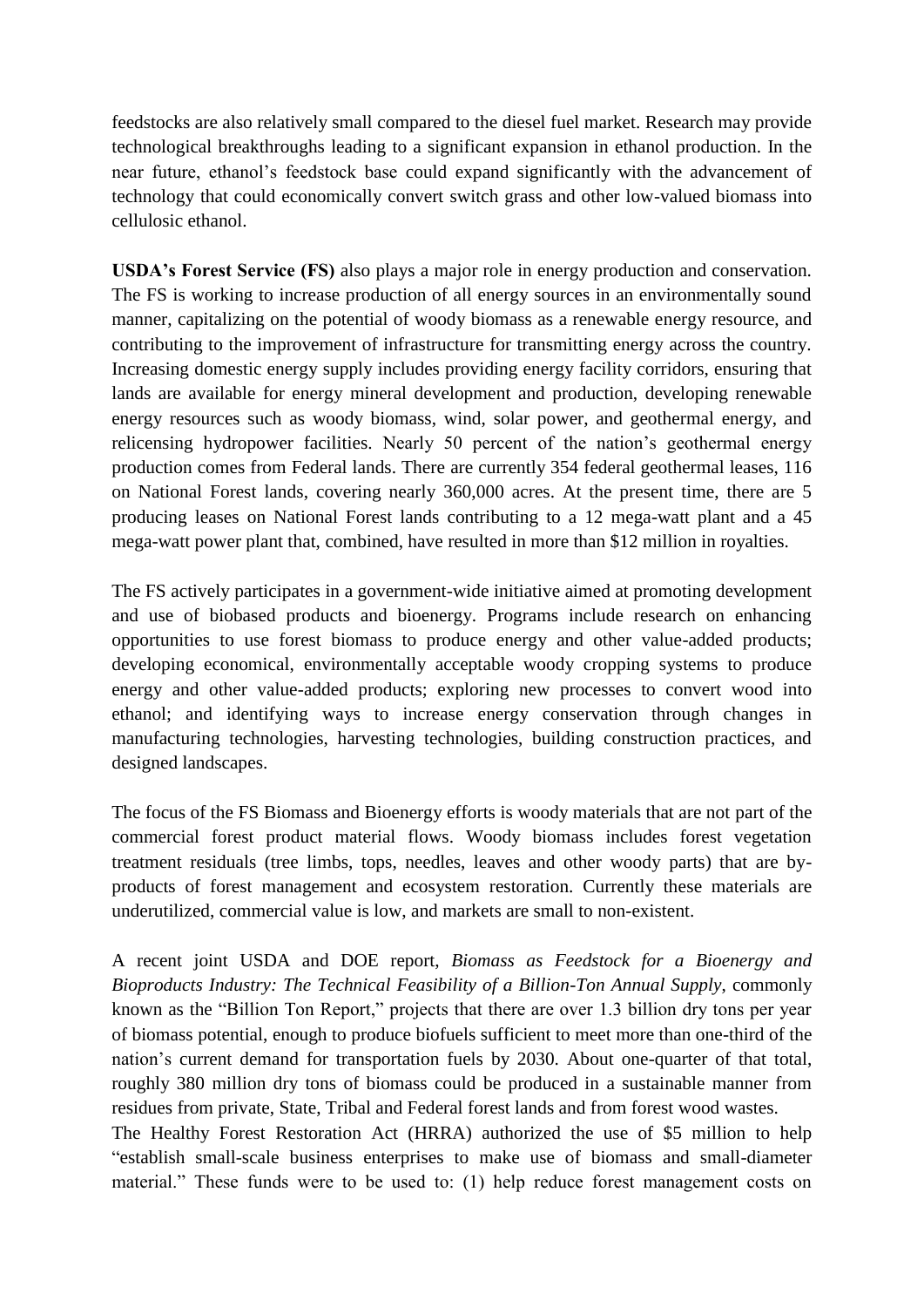feedstocks are also relatively small compared to the diesel fuel market. Research may provide technological breakthroughs leading to a significant expansion in ethanol production. In the near future, ethanol's feedstock base could expand significantly with the advancement of technology that could economically convert switch grass and other low-valued biomass into cellulosic ethanol.

**USDA's Forest Service (FS)** also plays a major role in energy production and conservation. The FS is working to increase production of all energy sources in an environmentally sound manner, capitalizing on the potential of woody biomass as a renewable energy resource, and contributing to the improvement of infrastructure for transmitting energy across the country. Increasing domestic energy supply includes providing energy facility corridors, ensuring that lands are available for energy mineral development and production, developing renewable energy resources such as woody biomass, wind, solar power, and geothermal energy, and relicensing hydropower facilities. Nearly 50 percent of the nation's geothermal energy production comes from Federal lands. There are currently 354 federal geothermal leases, 116 on National Forest lands, covering nearly 360,000 acres. At the present time, there are 5 producing leases on National Forest lands contributing to a 12 mega-watt plant and a 45 mega-watt power plant that, combined, have resulted in more than $12 million in royalties.

The FS actively participates in a government-wide initiative aimed at promoting development and use of biobased products and bioenergy. Programs include research on enhancing opportunities to use forest biomass to produce energy and other value-added products; developing economical, environmentally acceptable woody cropping systems to produce energy and other value-added products; exploring new processes to convert wood into ethanol; and identifying ways to increase energy conservation through changes in manufacturing technologies, harvesting technologies, building construction practices, and designed landscapes.

The focus of the FS Biomass and Bioenergy efforts is woody materials that are not part of the commercial forest product material flows. Woody biomass includes forest vegetation treatment residuals (tree limbs, tops, needles, leaves and other woody parts) that are by-products of forest management and ecosystem restoration. Currently these materials are underutilized, commercial value is low, and markets are small to non-existent.

A recent joint USDA and DOE report, *Biomass as Feedstock for a Bioenergy and Bioproducts Industry: The Technical Feasibility of a Billion-Ton Annual Supply*, commonly known as the "Billion Ton Report," projects that there are over 1.3 billion dry tons per year of biomass potential, enough to produce biofuels sufficient to meet more than one-third of the nation's current demand for transportation fuels by 2030. About one-quarter of that total, roughly 380 million dry tons of biomass could be produced in a sustainable manner from residues from private, State, Tribal and Federal forest lands and from forest wood wastes.

The Healthy Forest Restoration Act (HRRA) authorized the use of $5 million to help "establish small-scale business enterprises to make use of biomass and small-diameter material." These funds were to be used to: (1) help reduce forest management costs on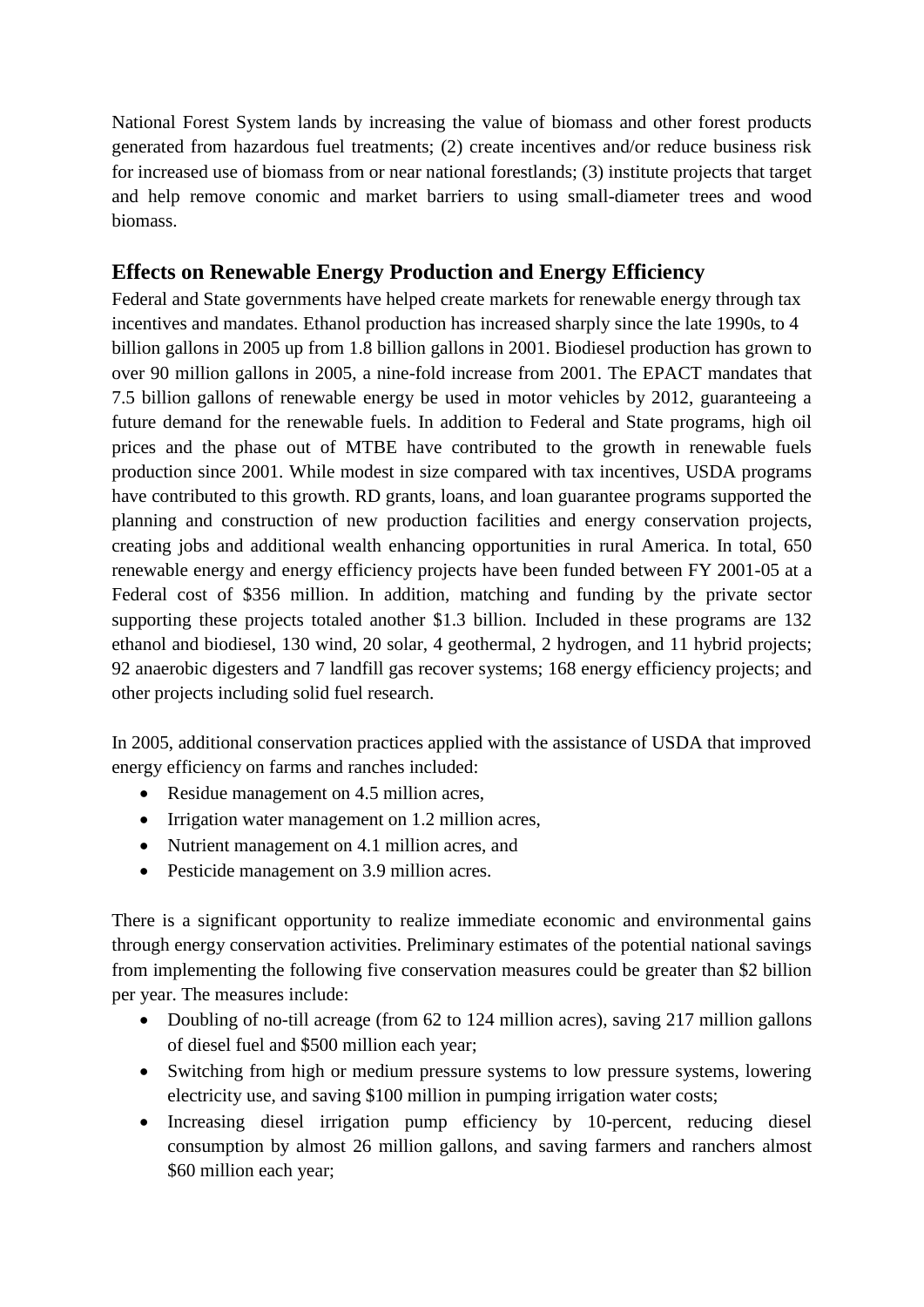National Forest System lands by increasing the value of biomass and other forest products generated from hazardous fuel treatments; (2) create incentives and/or reduce business risk for increased use of biomass from or near national forestlands; (3) institute projects that target and help remove conomic and market barriers to using small-diameter trees and wood biomass.

## Effects on Renewable Energy Production and Energy Efficiency

Federal and State governments have helped create markets for renewable energy through tax incentives and mandates. Ethanol production has increased sharply since the late 1990s, to 4 billion gallons in 2005 up from 1.8 billion gallons in 2001. Biodiesel production has grown to over 90 million gallons in 2005, a nine-fold increase from 2001. The EPACT mandates that 7.5 billion gallons of renewable energy be used in motor vehicles by 2012, guaranteeing a future demand for the renewable fuels. In addition to Federal and State programs, high oil prices and the phase out of MTBE have contributed to the growth in renewable fuels production since 2001. While modest in size compared with tax incentives, USDA programs have contributed to this growth. RD grants, loans, and loan guarantee programs supported the planning and construction of new production facilities and energy conservation projects, creating jobs and additional wealth enhancing opportunities in rural America. In total, 650 renewable energy and energy efficiency projects have been funded between FY 2001-05 at a Federal cost of $356 million. In addition, matching and funding by the private sector supporting these projects totaled another $1.3 billion. Included in these programs are 132 ethanol and biodiesel, 130 wind, 20 solar, 4 geothermal, 2 hydrogen, and 11 hybrid projects; 92 anaerobic digesters and 7 landfill gas recover systems; 168 energy efficiency projects; and other projects including solid fuel research.

In 2005, additional conservation practices applied with the assistance of USDA that improved energy efficiency on farms and ranches included:

- Residue management on 4.5 million acres,
- Irrigation water management on 1.2 million acres,
- Nutrient management on 4.1 million acres, and
- Pesticide management on 3.9 million acres.

There is a significant opportunity to realize immediate economic and environmental gains through energy conservation activities. Preliminary estimates of the potential national savings from implementing the following five conservation measures could be greater than $2 billion per year. The measures include:

- Doubling of no-till acreage (from 62 to 124 million acres), saving 217 million gallons of diesel fuel and $500 million each year;
- Switching from high or medium pressure systems to low pressure systems, lowering electricity use, and saving $100 million in pumping irrigation water costs;
- Increasing diesel irrigation pump efficiency by 10-percent, reducing diesel consumption by almost 26 million gallons, and saving farmers and ranchers almost $60 million each year;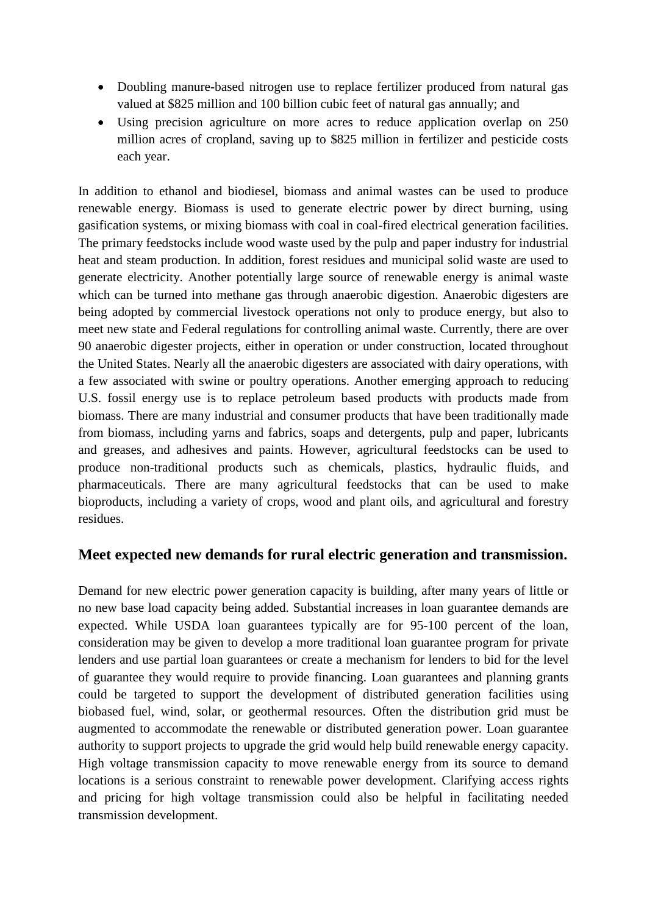- Doubling manure-based nitrogen use to replace fertilizer produced from natural gas valued at $825 million and 100 billion cubic feet of natural gas annually; and
- Using precision agriculture on more acres to reduce application overlap on 250 million acres of cropland, saving up to $825 million in fertilizer and pesticide costs each year.

In addition to ethanol and biodiesel, biomass and animal wastes can be used to produce renewable energy. Biomass is used to generate electric power by direct burning, using gasification systems, or mixing biomass with coal in coal-fired electrical generation facilities. The primary feedstocks include wood waste used by the pulp and paper industry for industrial heat and steam production. In addition, forest residues and municipal solid waste are used to generate electricity. Another potentially large source of renewable energy is animal waste which can be turned into methane gas through anaerobic digestion. Anaerobic digesters are being adopted by commercial livestock operations not only to produce energy, but also to meet new state and Federal regulations for controlling animal waste. Currently, there are over 90 anaerobic digester projects, either in operation or under construction, located throughout the United States. Nearly all the anaerobic digesters are associated with dairy operations, with a few associated with swine or poultry operations. Another emerging approach to reducing U.S. fossil energy use is to replace petroleum based products with products made from biomass. There are many industrial and consumer products that have been traditionally made from biomass, including yarns and fabrics, soaps and detergents, pulp and paper, lubricants and greases, and adhesives and paints. However, agricultural feedstocks can be used to produce non-traditional products such as chemicals, plastics, hydraulic fluids, and pharmaceuticals. There are many agricultural feedstocks that can be used to make bioproducts, including a variety of crops, wood and plant oils, and agricultural and forestry residues.

## Meet expected new demands for rural electric generation and transmission.

Demand for new electric power generation capacity is building, after many years of little or no new base load capacity being added. Substantial increases in loan guarantee demands are expected. While USDA loan guarantees typically are for 95-100 percent of the loan, consideration may be given to develop a more traditional loan guarantee program for private lenders and use partial loan guarantees or create a mechanism for lenders to bid for the level of guarantee they would require to provide financing. Loan guarantees and planning grants could be targeted to support the development of distributed generation facilities using biobased fuel, wind, solar, or geothermal resources. Often the distribution grid must be augmented to accommodate the renewable or distributed generation power. Loan guarantee authority to support projects to upgrade the grid would help build renewable energy capacity. High voltage transmission capacity to move renewable energy from its source to demand locations is a serious constraint to renewable power development. Clarifying access rights and pricing for high voltage transmission could also be helpful in facilitating needed transmission development.